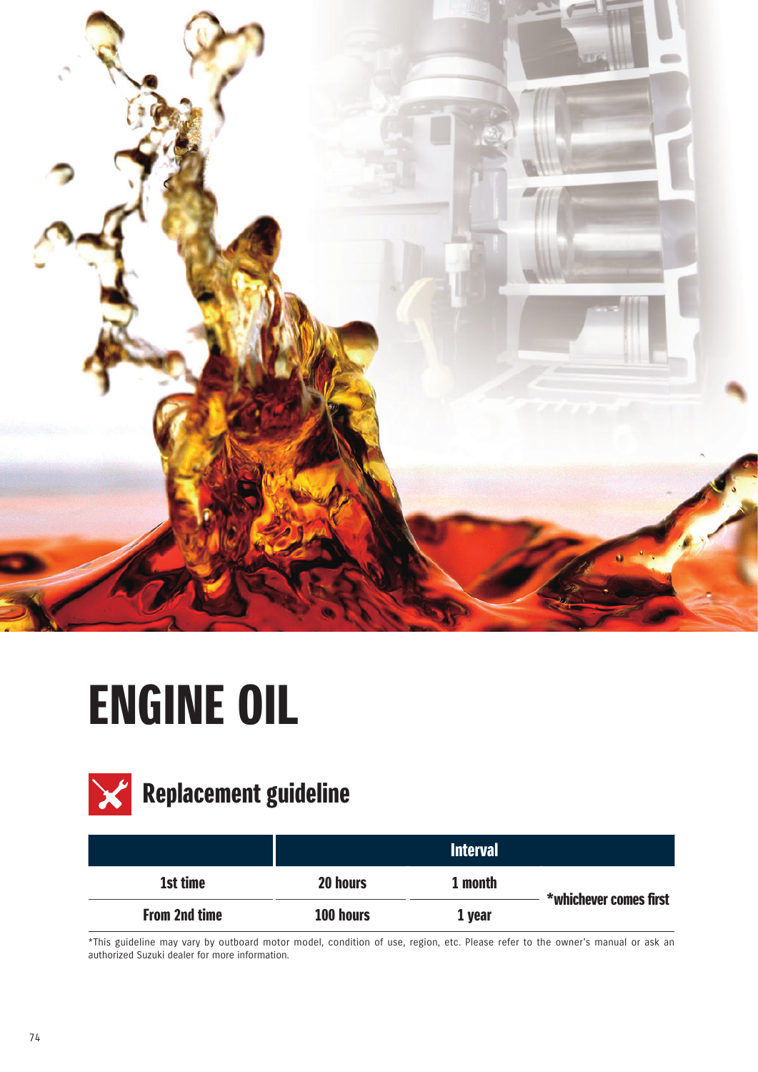# ENGINE OIL

## Replacement guideline

| | Interval | | |
|---|---|---|---|
| 1st time | 20 hours | 1 month | *whichever comes first |
| From 2nd time | 100 hours | 1 year | |

*This guideline may vary by outboard motor model, condition of use, region, etc. Please refer to the owner's manual or ask an authorized Suzuki dealer for more information.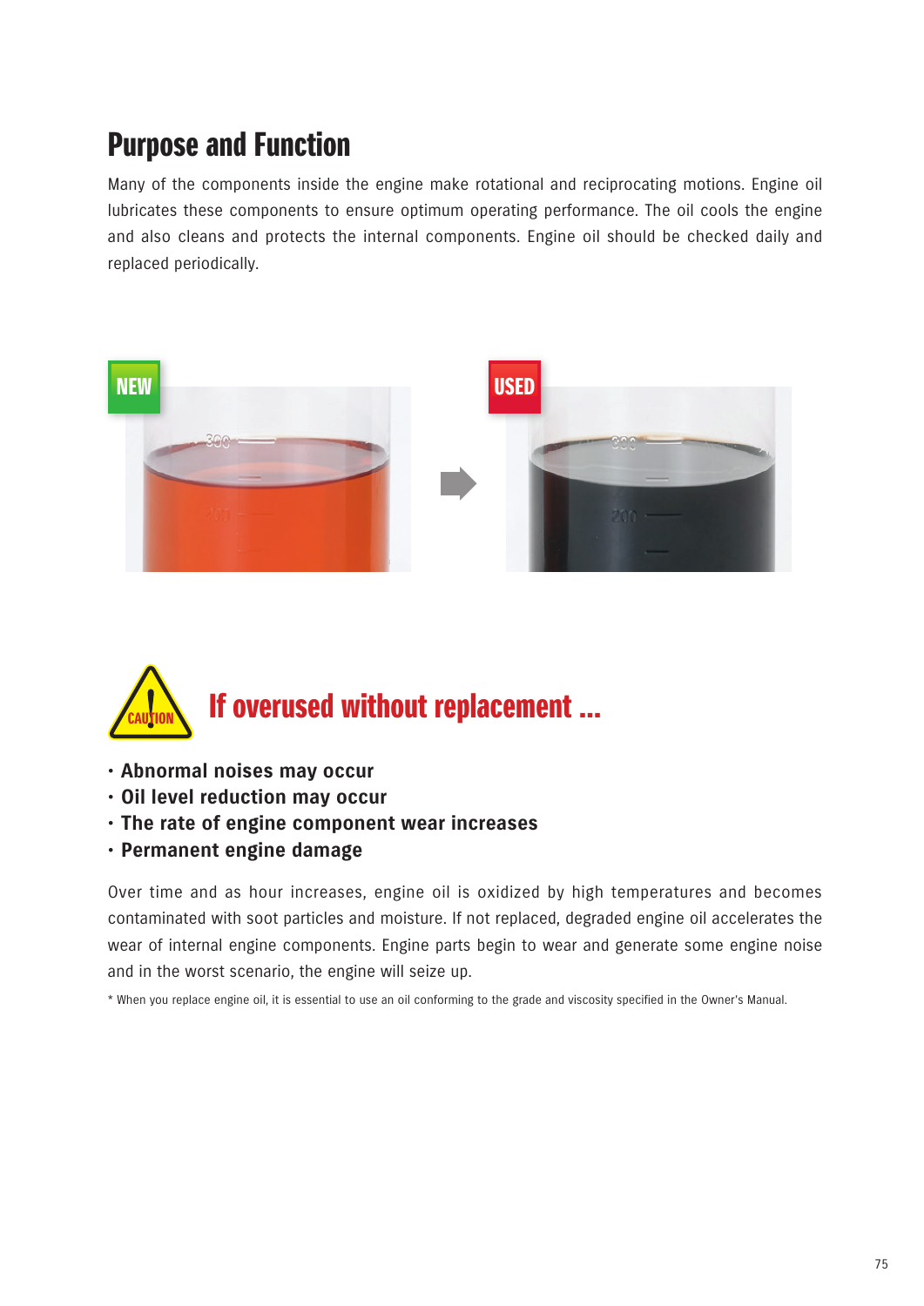# Purpose and Function

Many of the components inside the engine make rotational and reciprocating motions. Engine oil lubricates these components to ensure optimum operating performance. The oil cools the engine and also cleans and protects the internal components. Engine oil should be checked daily and replaced periodically.

NEW

USED

## If overused without replacement ...

- **Abnormal noises may occur**
- **Oil level reduction may occur**
- **The rate of engine component wear increases**
- **Permanent engine damage**

Over time and as hour increases, engine oil is oxidized by high temperatures and becomes contaminated with soot particles and moisture. If not replaced, degraded engine oil accelerates the wear of internal engine components. Engine parts begin to wear and generate some engine noise and in the worst scenario, the engine will seize up.

* When you replace engine oil, it is essential to use an oil conforming to the grade and viscosity specified in the Owner's Manual.